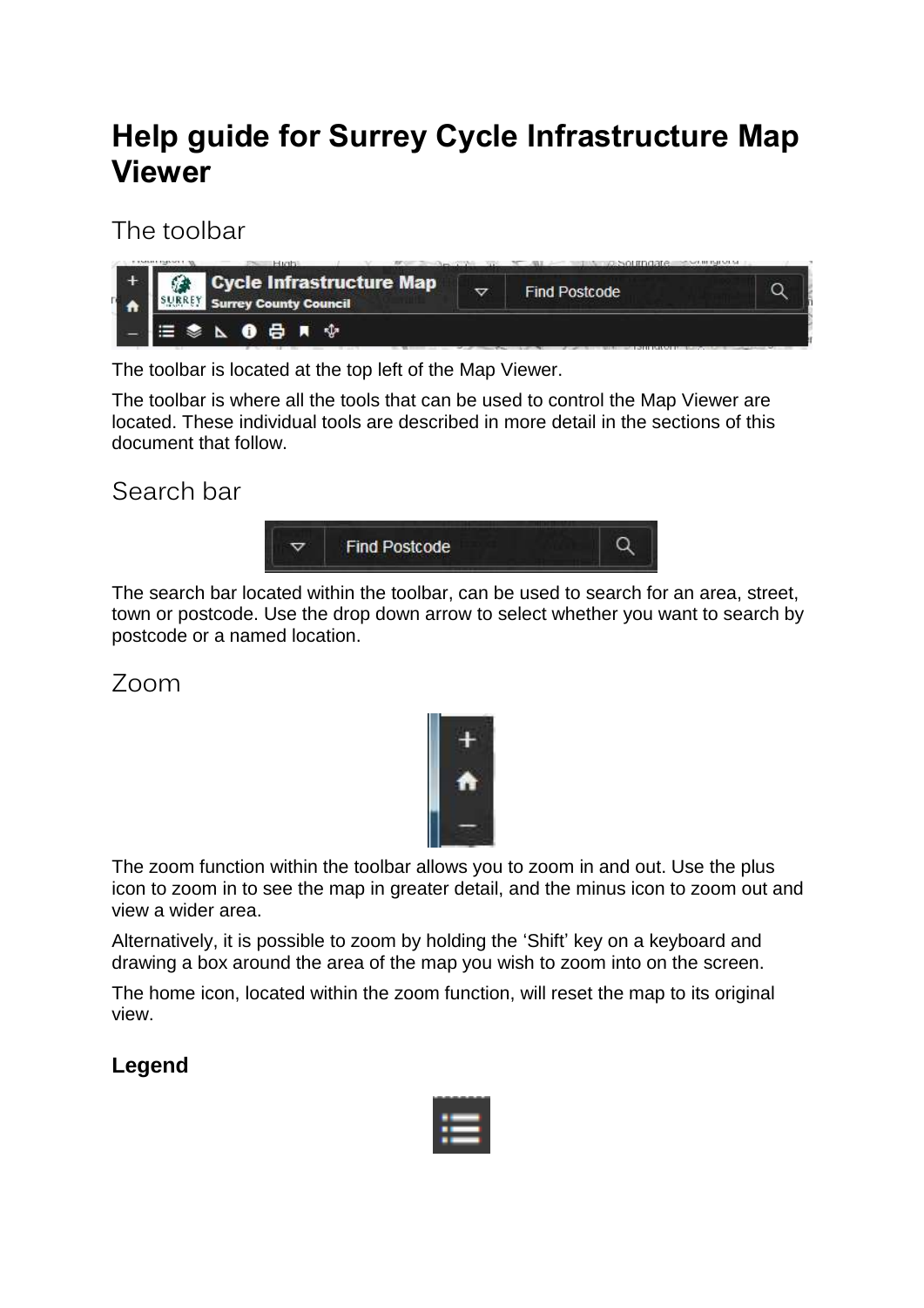# Help guide for Surrey Cycle Infrastructure Map Viewer

## The toolbar

The toolbar is located at the top left of the Map Viewer.

The toolbar is where all the tools that can be used to control the Map Viewer are located. These individual tools are described in more detail in the sections of this document that follow.

## Search bar

The search bar located within the toolbar, can be used to search for an area, street, town or postcode. Use the drop down arrow to select whether you want to search by postcode or a named location.

## Zoom

The zoom function within the toolbar allows you to zoom in and out. Use the plus icon to zoom in to see the map in greater detail, and the minus icon to zoom out and view a wider area.

Alternatively, it is possible to zoom by holding the 'Shift' key on a keyboard and drawing a box around the area of the map you wish to zoom into on the screen.

The home icon, located within the zoom function, will reset the map to its original view.

### Legend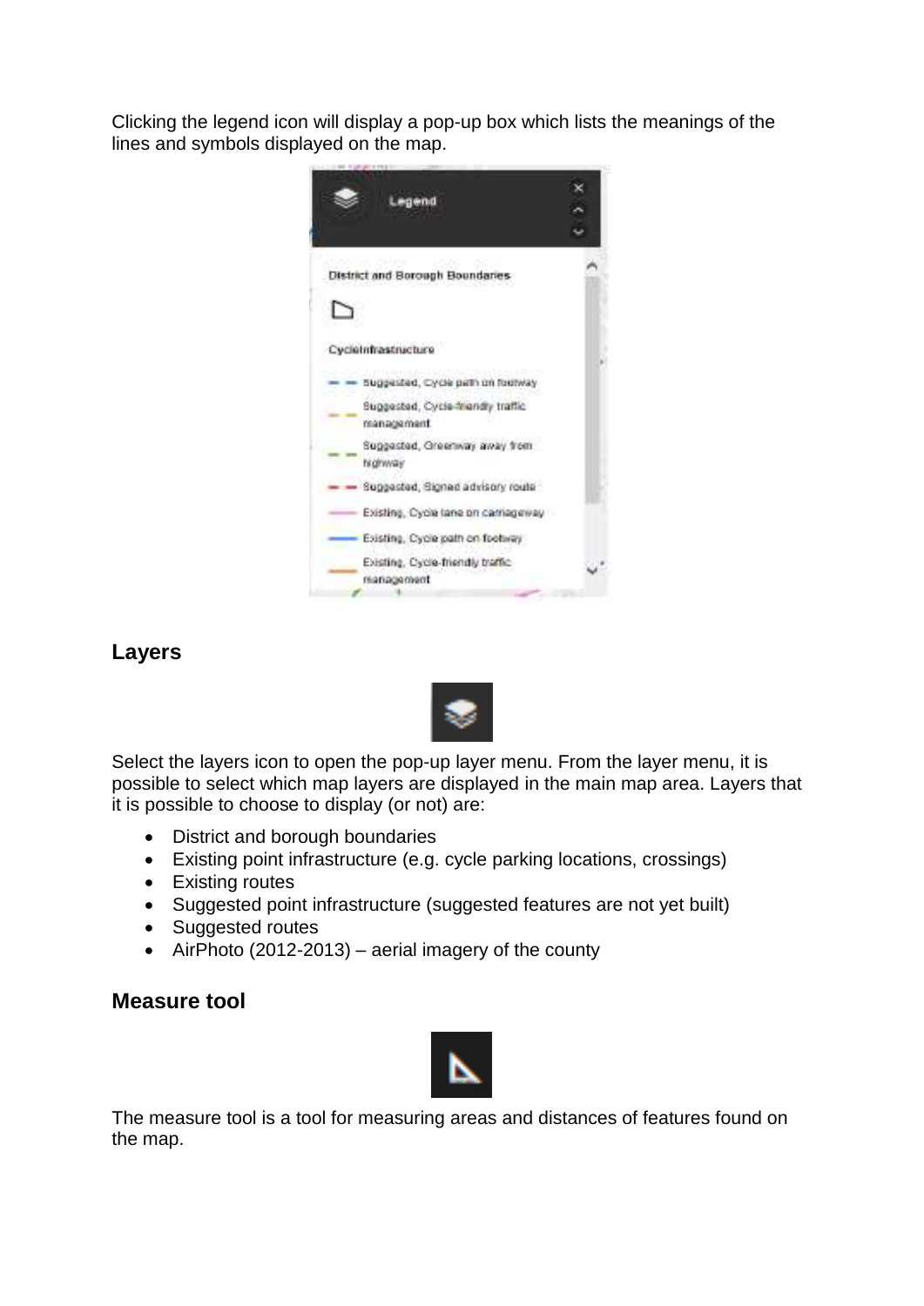Clicking the legend icon will display a pop-up box which lists the meanings of the lines and symbols displayed on the map.

## Layers

Select the layers icon to open the pop-up layer menu. From the layer menu, it is possible to select which map layers are displayed in the main map area. Layers that it is possible to choose to display (or not) are:

- District and borough boundaries
- Existing point infrastructure (e.g. cycle parking locations, crossings)
- Existing routes
- Suggested point infrastructure (suggested features are not yet built)
- Suggested routes
- AirPhoto (2012-2013) – aerial imagery of the county

## Measure tool

The measure tool is a tool for measuring areas and distances of features found on the map.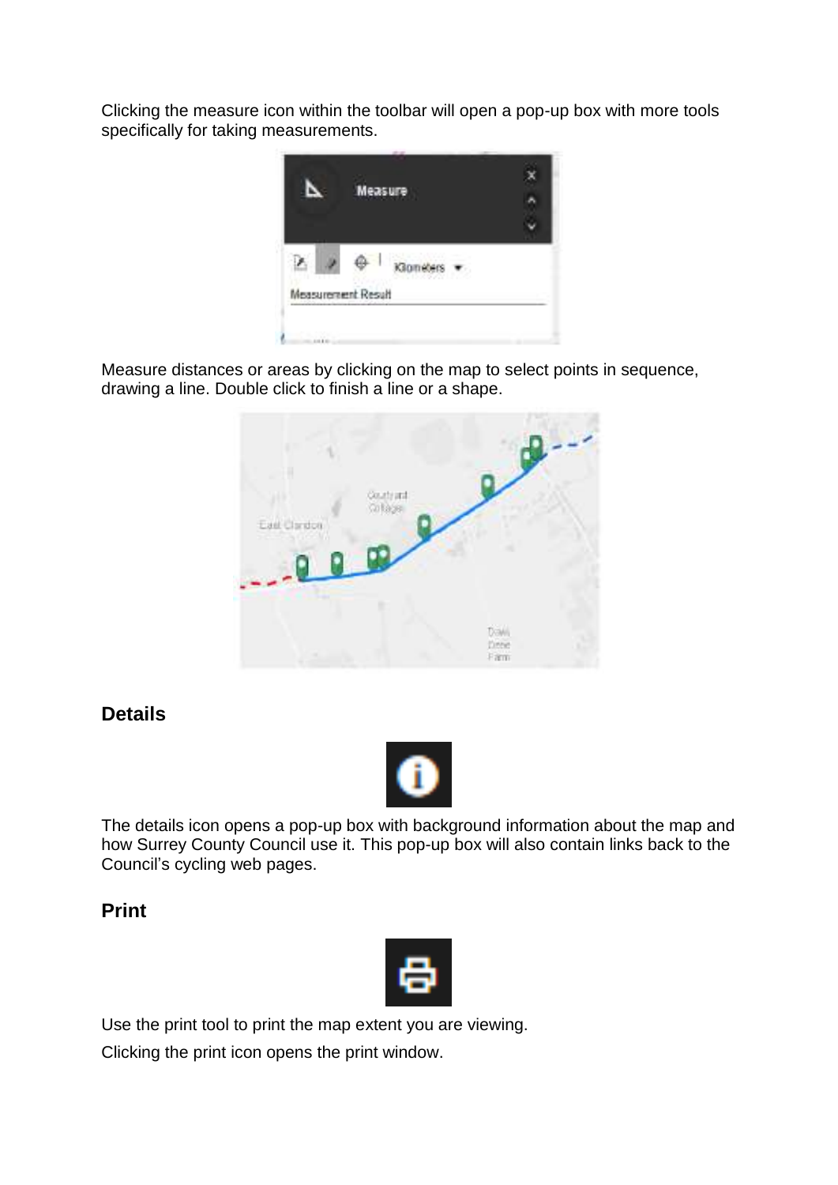Clicking the measure icon within the toolbar will open a pop-up box with more tools specifically for taking measurements.

Measure distances or areas by clicking on the map to select points in sequence, drawing a line. Double click to finish a line or a shape.

## Details

The details icon opens a pop-up box with background information about the map and how Surrey County Council use it. This pop-up box will also contain links back to the Council's cycling web pages.

## Print

Use the print tool to print the map extent you are viewing.

Clicking the print icon opens the print window.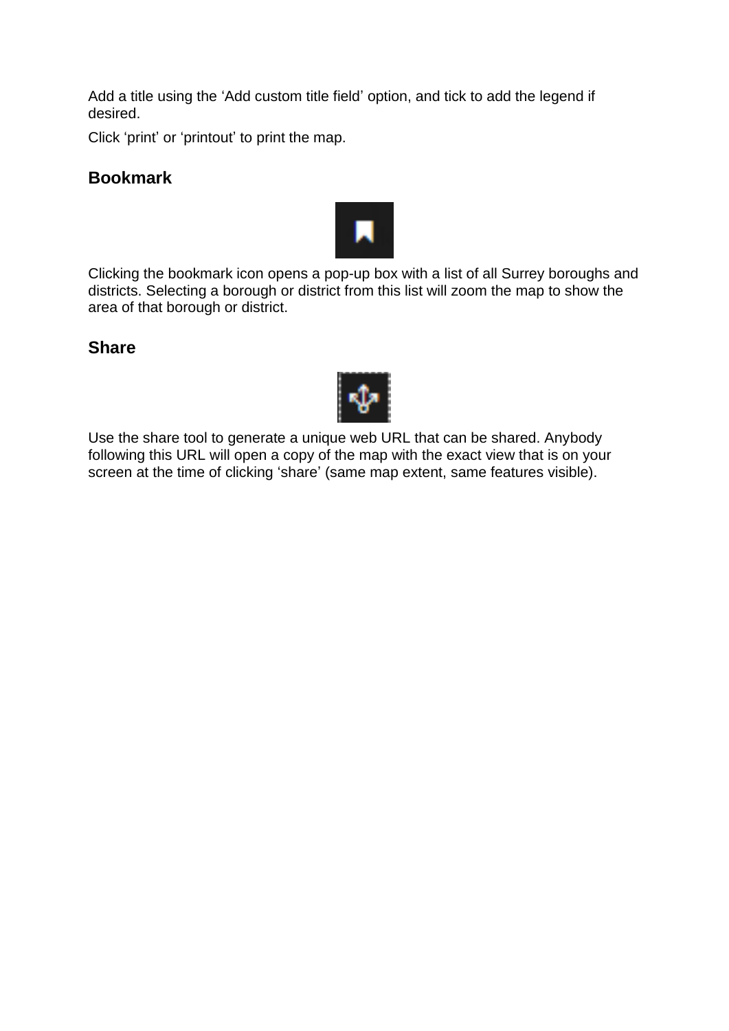Add a title using the ‘Add custom title field’ option, and tick to add the legend if desired.

Click ‘print’ or ‘printout’ to print the map.

## Bookmark

Clicking the bookmark icon opens a pop-up box with a list of all Surrey boroughs and districts. Selecting a borough or district from this list will zoom the map to show the area of that borough or district.

## Share

Use the share tool to generate a unique web URL that can be shared. Anybody following this URL will open a copy of the map with the exact view that is on your screen at the time of clicking ‘share’ (same map extent, same features visible).